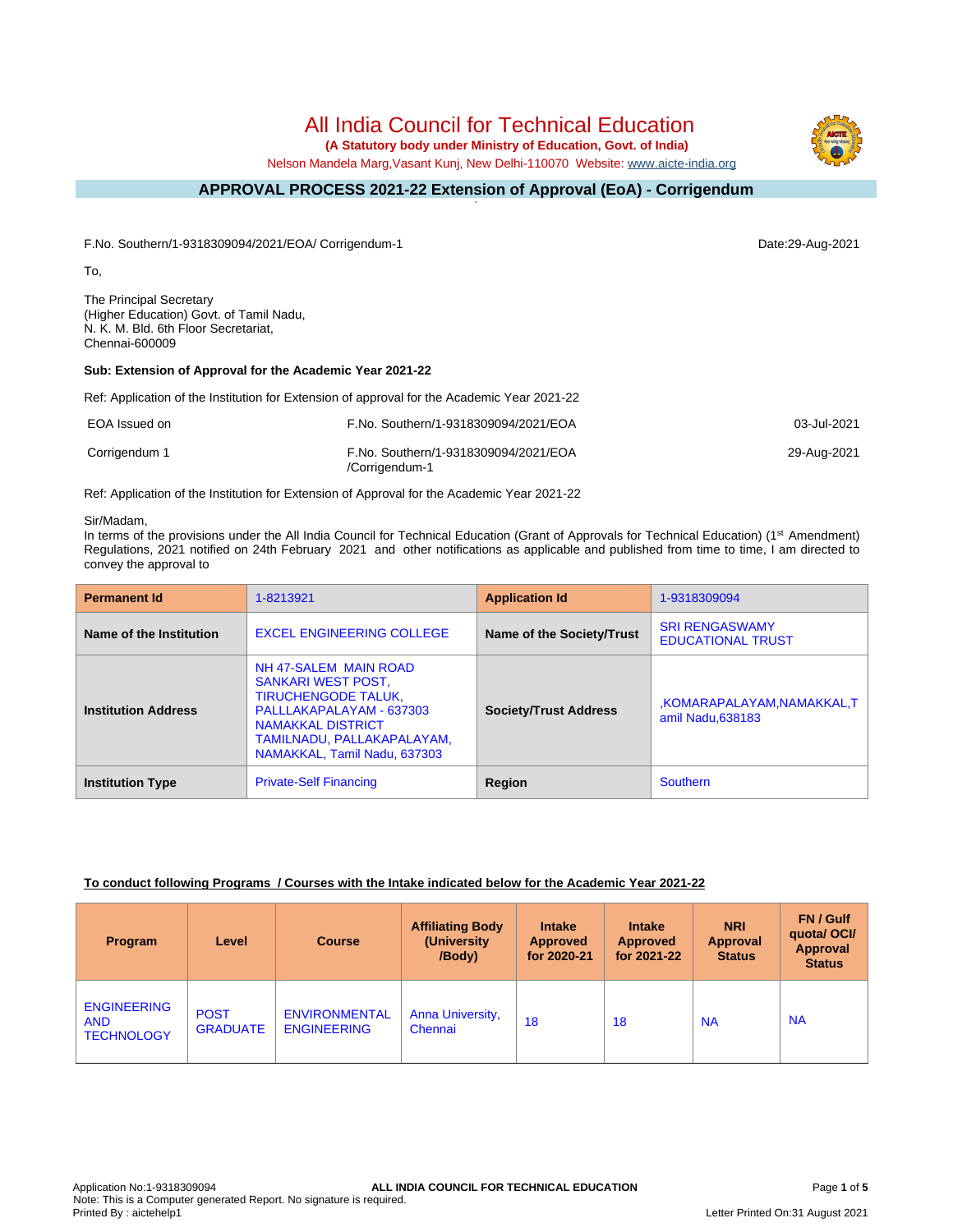# All India Council for Technical Education

**(A Statutory body under Ministry of Education, Govt. of India)**

Nelson Mandela Marg,Vasant Kunj, New Delhi-110070 Website: www.aicte-india.org

## APPROVAL PROCESS 2021-22 Extension of Approval (EoA) - Corrigendum

F.No. Southern/1-9318309094/2021/EOA/ Corrigendum-1

Date:29-Aug-2021

To,

The Principal Secretary
(Higher Education) Govt. of Tamil Nadu,
N. K. M. Bld. 6th Floor Secretariat,
Chennai-600009

**Sub: Extension of Approval for the Academic Year 2021-22**

Ref: Application of the Institution for Extension of approval for the Academic Year 2021-22

| | | |
|---|---|---|
| EOA Issued on | F.No. Southern/1-9318309094/2021/EOA | 03-Jul-2021 |
| Corrigendum 1 | F.No. Southern/1-9318309094/2021/EOA /Corrigendum-1 | 29-Aug-2021 |

Ref: Application of the Institution for Extension of Approval for the Academic Year 2021-22

Sir/Madam,

In terms of the provisions under the All India Council for Technical Education (Grant of Approvals for Technical Education) (1st Amendment) Regulations, 2021 notified on 24th February 2021 and other notifications as applicable and published from time to time, I am directed to convey the approval to

| **Permanent Id** | 1-8213921 | **Application Id** | 1-9318309094 |
|---|---|---|---|
| **Name of the Institution** | EXCEL ENGINEERING COLLEGE | **Name of the Society/Trust** | SRI RENGASWAMY EDUCATIONAL TRUST |
| **Institution Address** | NH 47-SALEM MAIN ROAD SANKARI WEST POST, TIRUCHENGODE TALUK, PALLLAKAPALAYAM - 637303 NAMAKKAL DISTRICT TAMILNADU, PALLAKAPALAYAM, NAMAKKAL, Tamil Nadu, 637303 | **Society/Trust Address** | ,KOMARAPALAYAM,NAMAKKAL,Tamil Nadu,638183 |
| **Institution Type** | Private-Self Financing | **Region** | Southern |

**To conduct following Programs / Courses with the Intake indicated below for the Academic Year 2021-22**

| Program | Level | Course | Affiliating Body (University /Body) | Intake Approved for 2020-21 | Intake Approved for 2021-22 | NRI Approval Status | FN / Gulf quota/ OCI/ Approval Status |
|---|---|---|---|---|---|---|---|
| ENGINEERING AND TECHNOLOGY | POST GRADUATE | ENVIRONMENTAL ENGINEERING | Anna University, Chennai | 18 | 18 | NA | NA |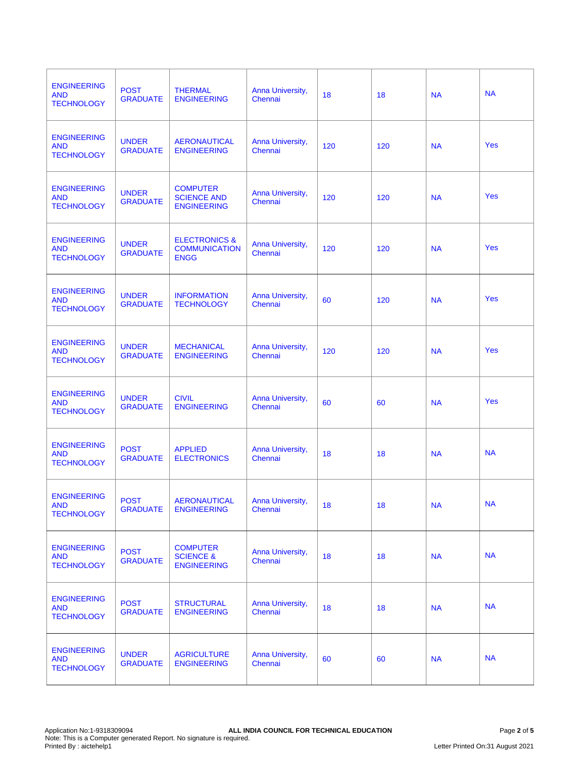| | | | | | | | |
|---|---|---|---|---|---|---|---|
| ENGINEERING AND TECHNOLOGY | POST GRADUATE | THERMAL ENGINEERING | Anna University, Chennai | 18 | 18 | NA | NA |
| ENGINEERING AND TECHNOLOGY | UNDER GRADUATE | AERONAUTICAL ENGINEERING | Anna University, Chennai | 120 | 120 | NA | Yes |
| ENGINEERING AND TECHNOLOGY | UNDER GRADUATE | COMPUTER SCIENCE AND ENGINEERING | Anna University, Chennai | 120 | 120 | NA | Yes |
| ENGINEERING AND TECHNOLOGY | UNDER GRADUATE | ELECTRONICS & COMMUNICATION ENGG | Anna University, Chennai | 120 | 120 | NA | Yes |
| ENGINEERING AND TECHNOLOGY | UNDER GRADUATE | INFORMATION TECHNOLOGY | Anna University, Chennai | 60 | 120 | NA | Yes |
| ENGINEERING AND TECHNOLOGY | UNDER GRADUATE | MECHANICAL ENGINEERING | Anna University, Chennai | 120 | 120 | NA | Yes |
| ENGINEERING AND TECHNOLOGY | UNDER GRADUATE | CIVIL ENGINEERING | Anna University, Chennai | 60 | 60 | NA | Yes |
| ENGINEERING AND TECHNOLOGY | POST GRADUATE | APPLIED ELECTRONICS | Anna University, Chennai | 18 | 18 | NA | NA |
| ENGINEERING AND TECHNOLOGY | POST GRADUATE | AERONAUTICAL ENGINEERING | Anna University, Chennai | 18 | 18 | NA | NA |
| ENGINEERING AND TECHNOLOGY | POST GRADUATE | COMPUTER SCIENCE & ENGINEERING | Anna University, Chennai | 18 | 18 | NA | NA |
| ENGINEERING AND TECHNOLOGY | POST GRADUATE | STRUCTURAL ENGINEERING | Anna University, Chennai | 18 | 18 | NA | NA |
| ENGINEERING AND TECHNOLOGY | UNDER GRADUATE | AGRICULTURE ENGINEERING | Anna University, Chennai | 60 | 60 | NA | NA |

Application No:1-9318309094
Note: This is a Computer generated Report. No signature is required.
Printed By : aictehelp1

**ALL INDIA COUNCIL FOR TECHNICAL EDUCATION**

Letter Printed On:31 August 2021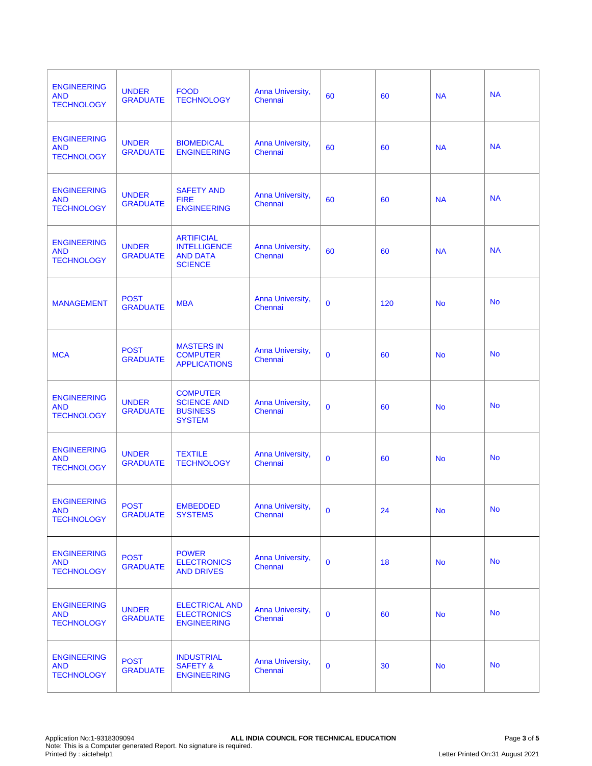| | | | | | | | |
|---|---|---|---|---|---|---|---|
| ENGINEERING AND TECHNOLOGY | UNDER GRADUATE | FOOD TECHNOLOGY | Anna University, Chennai | 60 | 60 | NA | NA |
| ENGINEERING AND TECHNOLOGY | UNDER GRADUATE | BIOMEDICAL ENGINEERING | Anna University, Chennai | 60 | 60 | NA | NA |
| ENGINEERING AND TECHNOLOGY | UNDER GRADUATE | SAFETY AND FIRE ENGINEERING | Anna University, Chennai | 60 | 60 | NA | NA |
| ENGINEERING AND TECHNOLOGY | UNDER GRADUATE | ARTIFICIAL INTELLIGENCE AND DATA SCIENCE | Anna University, Chennai | 60 | 60 | NA | NA |
| MANAGEMENT | POST GRADUATE | MBA | Anna University, Chennai | 0 | 120 | No | No |
| MCA | POST GRADUATE | MASTERS IN COMPUTER APPLICATIONS | Anna University, Chennai | 0 | 60 | No | No |
| ENGINEERING AND TECHNOLOGY | UNDER GRADUATE | COMPUTER SCIENCE AND BUSINESS SYSTEM | Anna University, Chennai | 0 | 60 | No | No |
| ENGINEERING AND TECHNOLOGY | UNDER GRADUATE | TEXTILE TECHNOLOGY | Anna University, Chennai | 0 | 60 | No | No |
| ENGINEERING AND TECHNOLOGY | POST GRADUATE | EMBEDDED SYSTEMS | Anna University, Chennai | 0 | 24 | No | No |
| ENGINEERING AND TECHNOLOGY | POST GRADUATE | POWER ELECTRONICS AND DRIVES | Anna University, Chennai | 0 | 18 | No | No |
| ENGINEERING AND TECHNOLOGY | UNDER GRADUATE | ELECTRICAL AND ELECTRONICS ENGINEERING | Anna University, Chennai | 0 | 60 | No | No |
| ENGINEERING AND TECHNOLOGY | POST GRADUATE | INDUSTRIAL SAFETY & ENGINEERING | Anna University, Chennai | 0 | 30 | No | No |

Application No:1-9318309094
Note: This is a Computer generated Report. No signature is required.
Printed By : aictehelp1

**ALL INDIA COUNCIL FOR TECHNICAL EDUCATION**

Letter Printed On:31 August 2021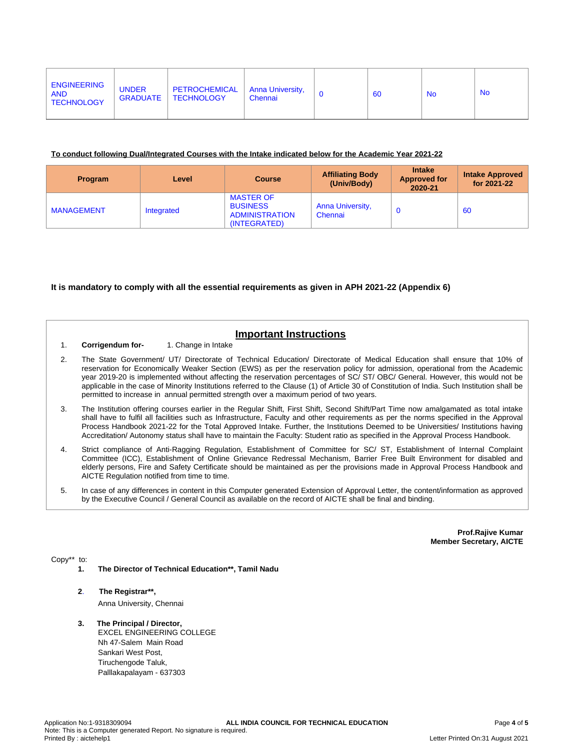| ENGINEERING AND TECHNOLOGY | UNDER GRADUATE | PETROCHEMICAL TECHNOLOGY | Anna University, Chennai | 0 | 60 | No | No |
|---|---|---|---|---|---|---|---|

**To conduct following Dual/Integrated Courses with the Intake indicated below for the Academic Year 2021-22**

| Program | Level | Course | Affiliating Body (Univ/Body) | Intake Approved for 2020-21 | Intake Approved for 2021-22 |
|---|---|---|---|---|---|
| MANAGEMENT | Integrated | MASTER OF BUSINESS ADMINISTRATION (INTEGRATED) | Anna University, Chennai | 0 | 60 |

**It is mandatory to comply with all the essential requirements as given in APH 2021-22 (Appendix 6)**

## Important Instructions

1. **Corrigendum for-** 1. Change in Intake
2. The State Government/ UT/ Directorate of Technical Education/ Directorate of Medical Education shall ensure that 10% of reservation for Economically Weaker Section (EWS) as per the reservation policy for admission, operational from the Academic year 2019-20 is implemented without affecting the reservation percentages of SC/ ST/ OBC/ General. However, this would not be applicable in the case of Minority Institutions referred to the Clause (1) of Article 30 of Constitution of India. Such Institution shall be permitted to increase in annual permitted strength over a maximum period of two years.
3. The Institution offering courses earlier in the Regular Shift, First Shift, Second Shift/Part Time now amalgamated as total intake shall have to fulfil all facilities such as Infrastructure, Faculty and other requirements as per the norms specified in the Approval Process Handbook 2021-22 for the Total Approved Intake. Further, the Institutions Deemed to be Universities/ Institutions having Accreditation/ Autonomy status shall have to maintain the Faculty: Student ratio as specified in the Approval Process Handbook.
4. Strict compliance of Anti-Ragging Regulation, Establishment of Committee for SC/ ST, Establishment of Internal Complaint Committee (ICC), Establishment of Online Grievance Redressal Mechanism, Barrier Free Built Environment for disabled and elderly persons, Fire and Safety Certificate should be maintained as per the provisions made in Approval Process Handbook and AICTE Regulation notified from time to time.
5. In case of any differences in content in this Computer generated Extension of Approval Letter, the content/information as approved by the Executive Council / General Council as available on the record of AICTE shall be final and binding.

**Prof.Rajive Kumar**
**Member Secretary, AICTE**

Copy** to:

1. **The Director of Technical Education**, Tamil Nadu**

2. **The Registrar**,**
Anna University, Chennai

3. **The Principal / Director,**
EXCEL ENGINEERING COLLEGE
Nh 47-Salem Main Road
Sankari West Post,
Tiruchengode Taluk,
Palllakapalayam - 637303

Application No:1-9318309094
Note: This is a Computer generated Report. No signature is required.
Printed By : aictehelp1
Letter Printed On:31 August 2021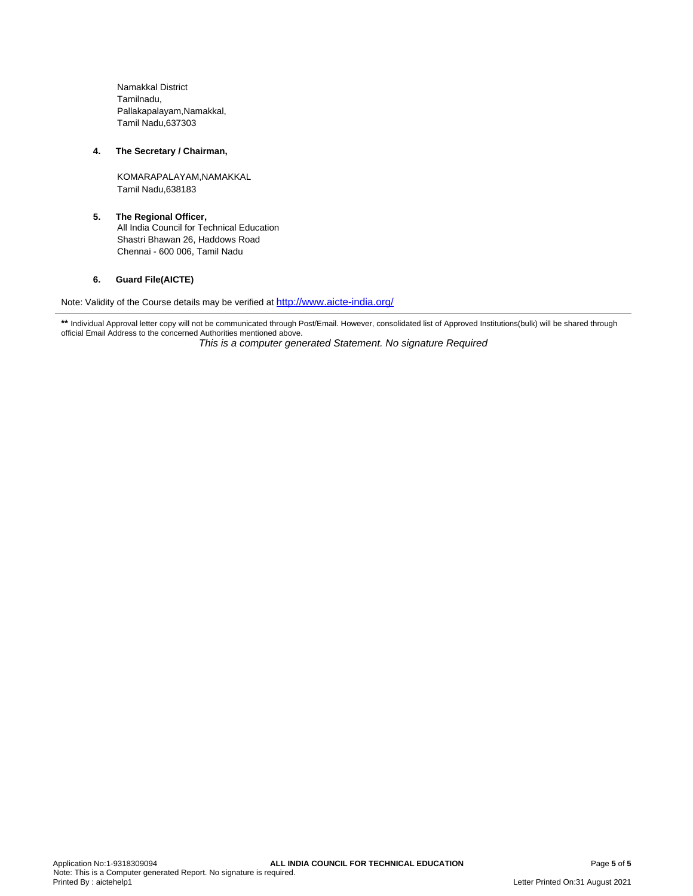Namakkal District
Tamilnadu,
Pallakapalayam,Namakkal,
Tamil Nadu,637303

**4. The Secretary / Chairman,**

KOMARAPALAYAM,NAMAKKAL
Tamil Nadu,638183

**5. The Regional Officer,**
All India Council for Technical Education
Shastri Bhawan 26, Haddows Road
Chennai - 600 006, Tamil Nadu

**6. Guard File(AICTE)**

Note: Validity of the Course details may be verified at http://www.aicte-india.org/

---

**\*\*** Individual Approval letter copy will not be communicated through Post/Email. However, consolidated list of Approved Institutions(bulk) will be shared through official Email Address to the concerned Authorities mentioned above.

*This is a computer generated Statement. No signature Required*

Application No:1-9318309094

**ALL INDIA COUNCIL FOR TECHNICAL EDUCATION**

Note: This is a Computer generated Report. No signature is required.

Printed By : aictehelp1

Letter Printed On:31 August 2021